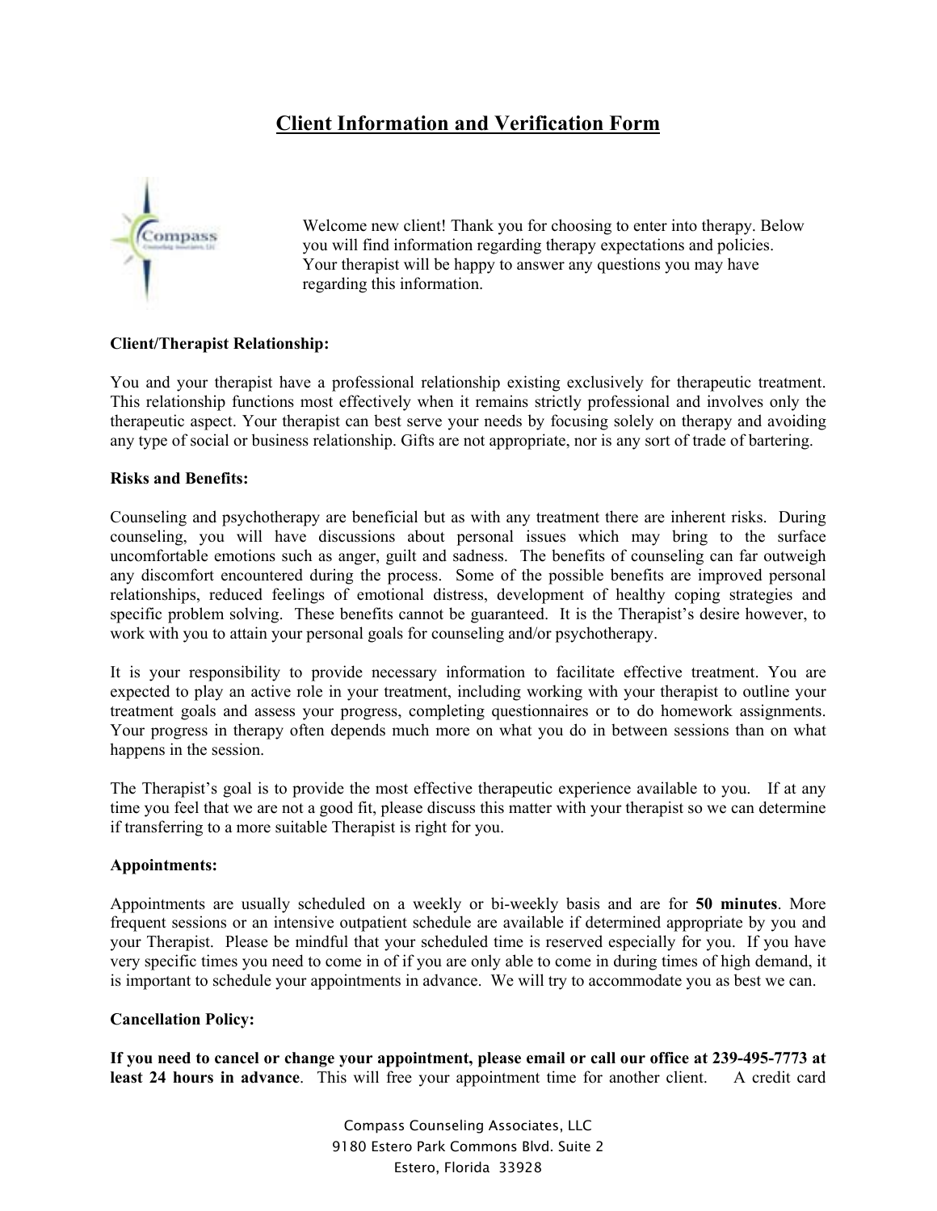# Client Information and Verification Form

Welcome new client! Thank you for choosing to enter into therapy. Below you will find information regarding therapy expectations and policies. Your therapist will be happy to answer any questions you may have regarding this information.

**Client/Therapist Relationship:**

You and your therapist have a professional relationship existing exclusively for therapeutic treatment. This relationship functions most effectively when it remains strictly professional and involves only the therapeutic aspect. Your therapist can best serve your needs by focusing solely on therapy and avoiding any type of social or business relationship. Gifts are not appropriate, nor is any sort of trade of bartering.

**Risks and Benefits:**

Counseling and psychotherapy are beneficial but as with any treatment there are inherent risks. During counseling, you will have discussions about personal issues which may bring to the surface uncomfortable emotions such as anger, guilt and sadness. The benefits of counseling can far outweigh any discomfort encountered during the process. Some of the possible benefits are improved personal relationships, reduced feelings of emotional distress, development of healthy coping strategies and specific problem solving. These benefits cannot be guaranteed. It is the Therapist's desire however, to work with you to attain your personal goals for counseling and/or psychotherapy.

It is your responsibility to provide necessary information to facilitate effective treatment. You are expected to play an active role in your treatment, including working with your therapist to outline your treatment goals and assess your progress, completing questionnaires or to do homework assignments. Your progress in therapy often depends much more on what you do in between sessions than on what happens in the session.

The Therapist's goal is to provide the most effective therapeutic experience available to you. If at any time you feel that we are not a good fit, please discuss this matter with your therapist so we can determine if transferring to a more suitable Therapist is right for you.

**Appointments:**

Appointments are usually scheduled on a weekly or bi-weekly basis and are for **50 minutes**. More frequent sessions or an intensive outpatient schedule are available if determined appropriate by you and your Therapist. Please be mindful that your scheduled time is reserved especially for you. If you have very specific times you need to come in of if you are only able to come in during times of high demand, it is important to schedule your appointments in advance. We will try to accommodate you as best we can.

**Cancellation Policy:**

**If you need to cancel or change your appointment, please email or call our office at 239-495-7773 at least 24 hours in advance**. This will free your appointment time for another client. A credit card

Compass Counseling Associates, LLC
9180 Estero Park Commons Blvd. Suite 2
Estero, Florida 33928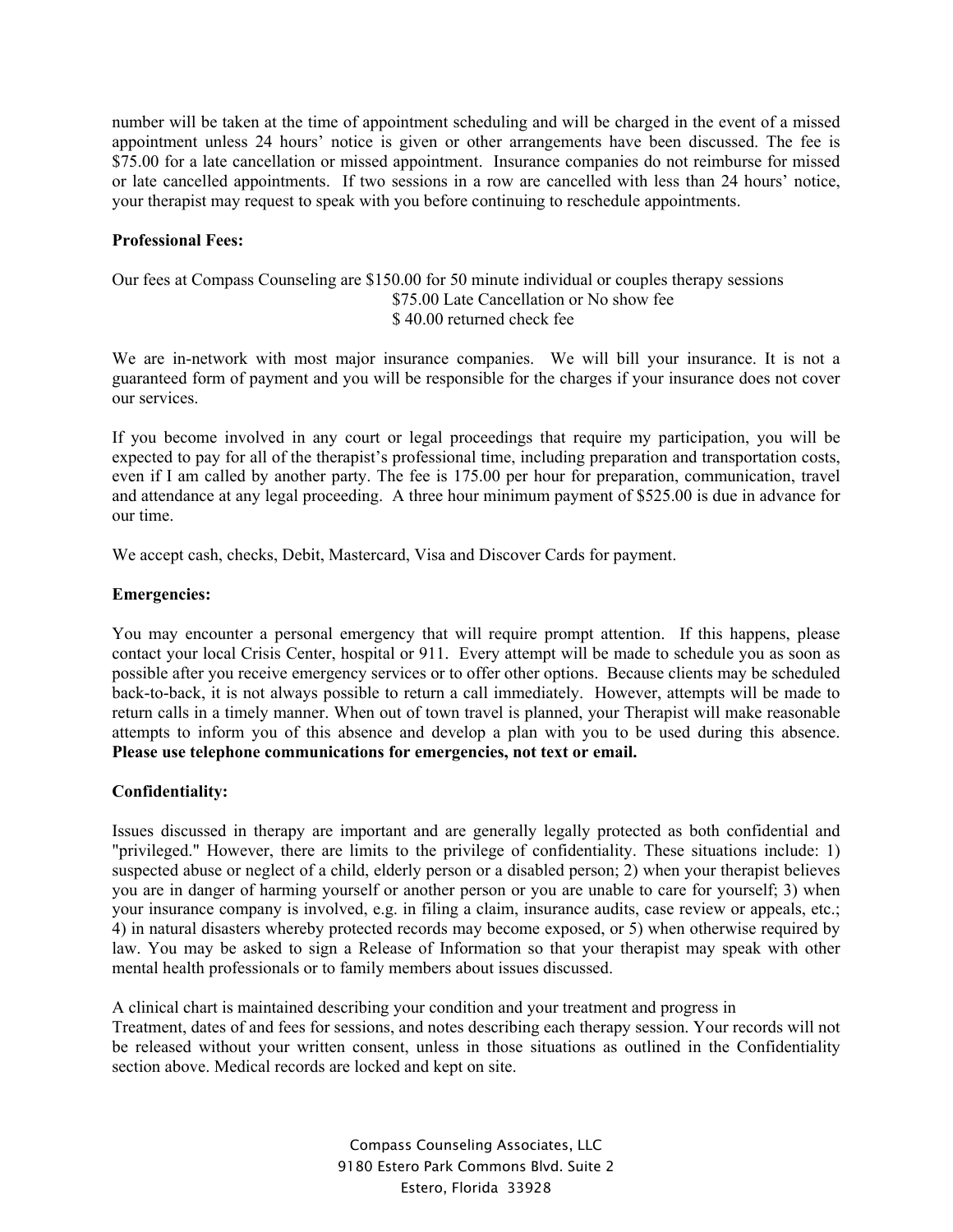number will be taken at the time of appointment scheduling and will be charged in the event of a missed appointment unless 24 hours' notice is given or other arrangements have been discussed. The fee is $75.00 for a late cancellation or missed appointment. Insurance companies do not reimburse for missed or late cancelled appointments. If two sessions in a row are cancelled with less than 24 hours' notice, your therapist may request to speak with you before continuing to reschedule appointments.

**Professional Fees:**

Our fees at Compass Counseling are $150.00 for 50 minute individual or couples therapy sessions
$75.00 Late Cancellation or No show fee
$ 40.00 returned check fee

We are in-network with most major insurance companies. We will bill your insurance. It is not a guaranteed form of payment and you will be responsible for the charges if your insurance does not cover our services.

If you become involved in any court or legal proceedings that require my participation, you will be expected to pay for all of the therapist's professional time, including preparation and transportation costs, even if I am called by another party. The fee is 175.00 per hour for preparation, communication, travel and attendance at any legal proceeding. A three hour minimum payment of $525.00 is due in advance for our time.

We accept cash, checks, Debit, Mastercard, Visa and Discover Cards for payment.

**Emergencies:**

You may encounter a personal emergency that will require prompt attention. If this happens, please contact your local Crisis Center, hospital or 911. Every attempt will be made to schedule you as soon as possible after you receive emergency services or to offer other options. Because clients may be scheduled back-to-back, it is not always possible to return a call immediately. However, attempts will be made to return calls in a timely manner. When out of town travel is planned, your Therapist will make reasonable attempts to inform you of this absence and develop a plan with you to be used during this absence. **Please use telephone communications for emergencies, not text or email.**

**Confidentiality:**

Issues discussed in therapy are important and are generally legally protected as both confidential and "privileged." However, there are limits to the privilege of confidentiality. These situations include: 1) suspected abuse or neglect of a child, elderly person or a disabled person; 2) when your therapist believes you are in danger of harming yourself or another person or you are unable to care for yourself; 3) when your insurance company is involved, e.g. in filing a claim, insurance audits, case review or appeals, etc.; 4) in natural disasters whereby protected records may become exposed, or 5) when otherwise required by law. You may be asked to sign a Release of Information so that your therapist may speak with other mental health professionals or to family members about issues discussed.

A clinical chart is maintained describing your condition and your treatment and progress in Treatment, dates of and fees for sessions, and notes describing each therapy session. Your records will not be released without your written consent, unless in those situations as outlined in the Confidentiality section above. Medical records are locked and kept on site.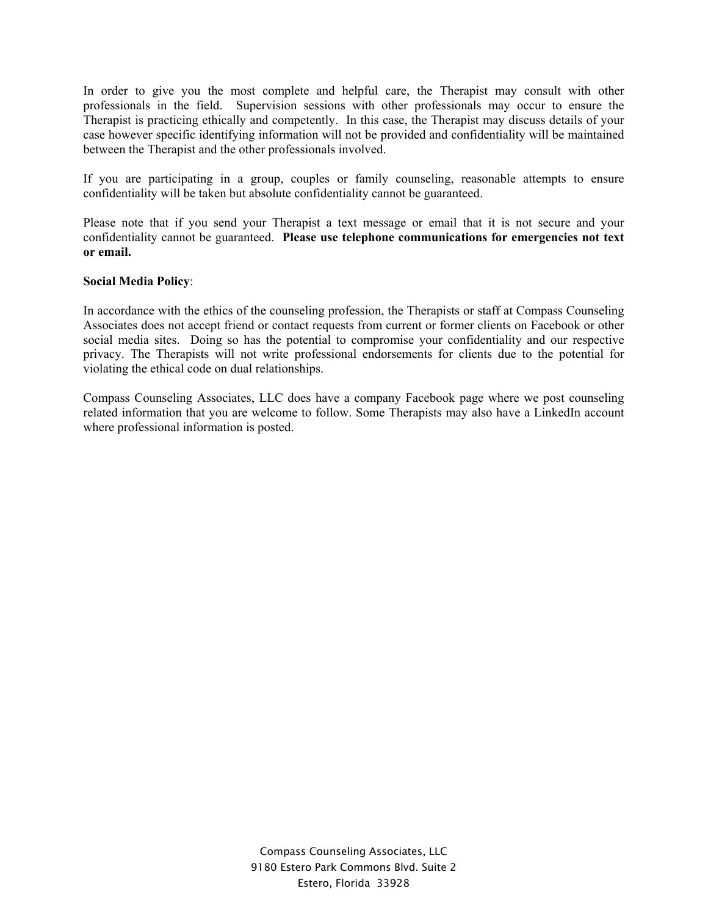In order to give you the most complete and helpful care, the Therapist may consult with other professionals in the field. Supervision sessions with other professionals may occur to ensure the Therapist is practicing ethically and competently. In this case, the Therapist may discuss details of your case however specific identifying information will not be provided and confidentiality will be maintained between the Therapist and the other professionals involved.

If you are participating in a group, couples or family counseling, reasonable attempts to ensure confidentiality will be taken but absolute confidentiality cannot be guaranteed.

Please note that if you send your Therapist a text message or email that it is not secure and your confidentiality cannot be guaranteed. **Please use telephone communications for emergencies not text or email.**

**Social Media Policy**:

In accordance with the ethics of the counseling profession, the Therapists or staff at Compass Counseling Associates does not accept friend or contact requests from current or former clients on Facebook or other social media sites. Doing so has the potential to compromise your confidentiality and our respective privacy. The Therapists will not write professional endorsements for clients due to the potential for violating the ethical code on dual relationships.

Compass Counseling Associates, LLC does have a company Facebook page where we post counseling related information that you are welcome to follow. Some Therapists may also have a LinkedIn account where professional information is posted.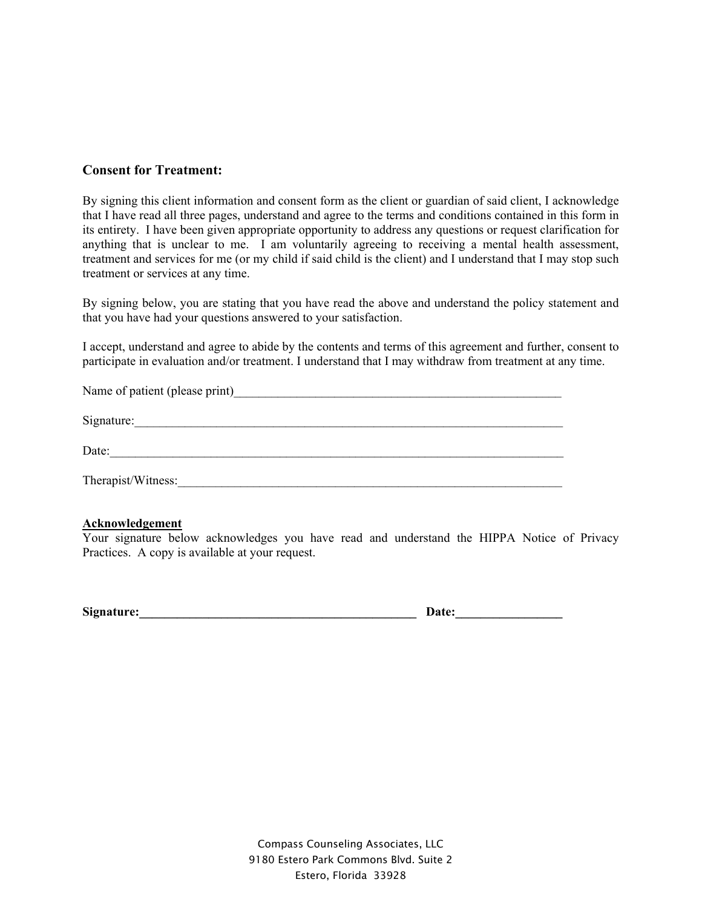**Consent for Treatment:**

By signing this client information and consent form as the client or guardian of said client, I acknowledge that I have read all three pages, understand and agree to the terms and conditions contained in this form in its entirety. I have been given appropriate opportunity to address any questions or request clarification for anything that is unclear to me. I am voluntarily agreeing to receiving a mental health assessment, treatment and services for me (or my child if said child is the client) and I understand that I may stop such treatment or services at any time.

By signing below, you are stating that you have read the above and understand the policy statement and that you have had your questions answered to your satisfaction.

I accept, understand and agree to abide by the contents and terms of this agreement and further, consent to participate in evaluation and/or treatment. I understand that I may withdraw from treatment at any time.

Name of patient (please print)_______________________________________________________

Signature:_____________________________________________________________________

Date:_________________________________________________________________________

Therapist/Witness:______________________________________________________________

**Acknowledgement**

Your signature below acknowledges you have read and understand the HIPPA Notice of Privacy Practices. A copy is available at your request.

**Signature:**_____________________________________________ **Date:**_________________

Compass Counseling Associates, LLC
9180 Estero Park Commons Blvd. Suite 2
Estero, Florida 33928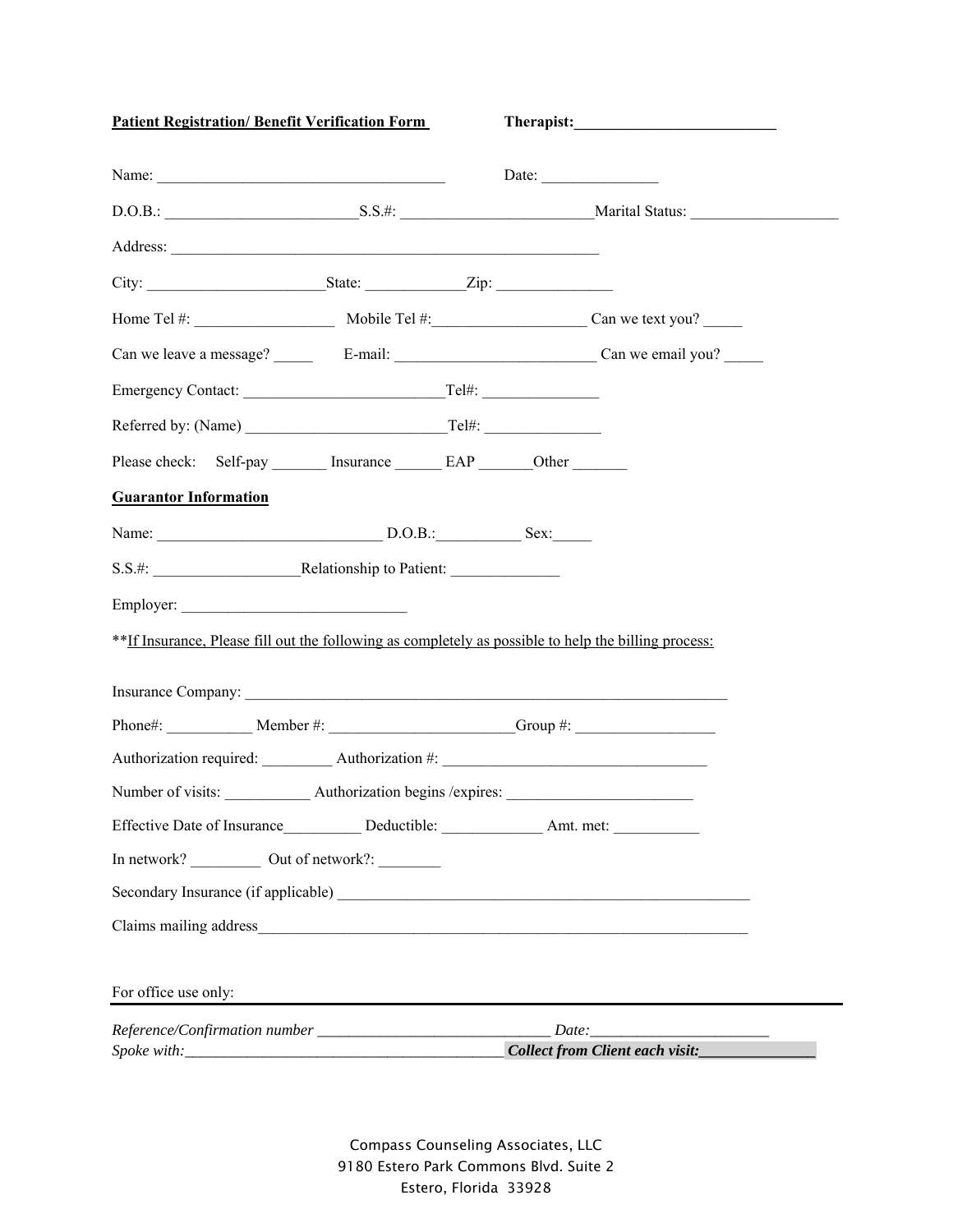**Patient Registration/ Benefit Verification Form** **Therapist:\_\_\_\_\_\_\_\_\_\_\_\_\_\_\_\_\_\_\_\_\_\_\_\_\_\_**

Name: \_\_\_\_\_\_\_\_\_\_\_\_\_\_\_\_\_\_\_\_\_\_\_\_\_\_\_\_\_\_\_\_\_\_\_\_\_\_ Date: \_\_\_\_\_\_\_\_\_\_\_\_\_\_\_

D.O.B.: \_\_\_\_\_\_\_\_\_\_\_\_\_\_\_\_\_\_\_\_\_\_\_\_\_S.S.#: \_\_\_\_\_\_\_\_\_\_\_\_\_\_\_\_\_\_\_\_\_\_\_\_Marital Status: \_\_\_\_\_\_\_\_\_\_\_\_\_\_\_\_\_\_\_

Address: \_\_\_\_\_\_\_\_\_\_\_\_\_\_\_\_\_\_\_\_\_\_\_\_\_\_\_\_\_\_\_\_\_\_\_\_\_\_\_\_\_\_\_\_\_\_\_\_\_\_\_\_\_\_\_\_

City: \_\_\_\_\_\_\_\_\_\_\_\_\_\_\_\_\_\_\_\_\_\_\_State: \_\_\_\_\_\_\_\_\_\_\_\_\_Zip: \_\_\_\_\_\_\_\_\_\_\_\_\_\_\_

Home Tel #: \_\_\_\_\_\_\_\_\_\_\_\_\_\_\_\_\_\_ Mobile Tel #:\_\_\_\_\_\_\_\_\_\_\_\_\_\_\_\_\_\_\_\_ Can we text you? \_\_\_\_\_

Can we leave a message? \_\_\_\_\_ E-mail: \_\_\_\_\_\_\_\_\_\_\_\_\_\_\_\_\_\_\_\_\_\_\_\_\_\_ Can we email you? \_\_\_\_\_

Emergency Contact: \_\_\_\_\_\_\_\_\_\_\_\_\_\_\_\_\_\_\_\_\_\_\_\_\_\_Tel#: \_\_\_\_\_\_\_\_\_\_\_\_\_\_\_

Referred by: (Name) \_\_\_\_\_\_\_\_\_\_\_\_\_\_\_\_\_\_\_\_\_\_\_\_\_\_Tel#: \_\_\_\_\_\_\_\_\_\_\_\_\_\_\_

Please check: Self-pay \_\_\_\_\_\_\_ Insurance \_\_\_\_\_\_ EAP \_\_\_\_\_\_\_Other \_\_\_\_\_\_\_

**Guarantor Information**

Name: \_\_\_\_\_\_\_\_\_\_\_\_\_\_\_\_\_\_\_\_\_\_\_\_\_\_\_\_\_\_ D.O.B.:\_\_\_\_\_\_\_\_\_\_\_ Sex:\_\_\_\_\_

S.S.#: \_\_\_\_\_\_\_\_\_\_\_\_\_\_\_\_\_\_\_Relationship to Patient: \_\_\_\_\_\_\_\_\_\_\_\_\_\_

Employer: \_\_\_\_\_\_\_\_\_\_\_\_\_\_\_\_\_\_\_\_\_\_\_\_\_\_\_\_\_\_

**If Insurance, Please fill out the following as completely as possible to help the billing process:

Insurance Company: \_\_\_\_\_\_\_\_\_\_\_\_\_\_\_\_\_\_\_\_\_\_\_\_\_\_\_\_\_\_\_\_\_\_\_\_\_\_\_\_\_\_\_\_\_\_\_\_\_\_\_\_\_\_\_\_\_\_\_\_\_\_\_

Phone#: \_\_\_\_\_\_\_\_\_\_\_ Member #: \_\_\_\_\_\_\_\_\_\_\_\_\_\_\_\_\_\_\_\_\_\_\_\_Group #: \_\_\_\_\_\_\_\_\_\_\_\_\_\_\_\_\_\_

Authorization required: \_\_\_\_\_\_\_\_\_ Authorization #: \_\_\_\_\_\_\_\_\_\_\_\_\_\_\_\_\_\_\_\_\_\_\_\_\_\_\_\_\_\_\_\_\_\_

Number of visits: \_\_\_\_\_\_\_\_\_\_\_ Authorization begins /expires: \_\_\_\_\_\_\_\_\_\_\_\_\_\_\_\_\_\_\_\_\_\_\_\_

Effective Date of Insurance\_\_\_\_\_\_\_\_\_\_ Deductible: \_\_\_\_\_\_\_\_\_\_\_\_\_ Amt. met: \_\_\_\_\_\_\_\_\_\_\_

In network? \_\_\_\_\_\_\_\_\_ Out of network?: \_\_\_\_\_\_\_\_

Secondary Insurance (if applicable) \_\_\_\_\_\_\_\_\_\_\_\_\_\_\_\_\_\_\_\_\_\_\_\_\_\_\_\_\_\_\_\_\_\_\_\_\_\_\_\_\_\_\_\_\_\_\_\_\_\_\_\_\_\_\_\_

Claims mailing address\_\_\_\_\_\_\_\_\_\_\_\_\_\_\_\_\_\_\_\_\_\_\_\_\_\_\_\_\_\_\_\_\_\_\_\_\_\_\_\_\_\_\_\_\_\_\_\_\_\_\_\_\_\_\_\_\_\_\_\_\_\_\_

For office use only:

---

*Reference/Confirmation number* \_\_\_\_\_\_\_\_\_\_\_\_\_\_\_\_\_\_\_\_\_\_\_\_\_\_\_\_\_\_ *Date:*\_\_\_\_\_\_\_\_\_\_\_\_\_\_\_\_\_\_\_\_\_\_\_

*Spoke with:*\_\_\_\_\_\_\_\_\_\_\_\_\_\_\_\_\_\_\_\_\_\_\_\_\_\_\_\_\_\_\_\_\_\_\_\_\_\_\_\_\_\_ ***Collect from Client each visit:*\_\_\_\_\_\_\_\_\_\_\_\_\_\_\_**

Compass Counseling Associates, LLC
9180 Estero Park Commons Blvd. Suite 2
Estero, Florida 33928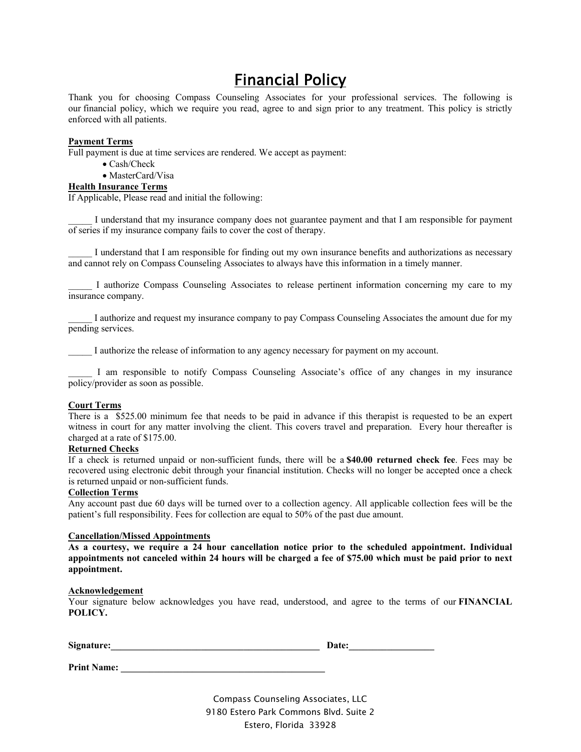# Financial Policy

Thank you for choosing Compass Counseling Associates for your professional services. The following is our financial policy, which we require you read, agree to and sign prior to any treatment. This policy is strictly enforced with all patients.

**Payment Terms**

Full payment is due at time services are rendered. We accept as payment:

- Cash/Check
- MasterCard/Visa

**Health Insurance Terms**

If Applicable, Please read and initial the following:

_____ I understand that my insurance company does not guarantee payment and that I am responsible for payment of series if my insurance company fails to cover the cost of therapy.

_____ I understand that I am responsible for finding out my own insurance benefits and authorizations as necessary and cannot rely on Compass Counseling Associates to always have this information in a timely manner.

_____ I authorize Compass Counseling Associates to release pertinent information concerning my care to my insurance company.

_____ I authorize and request my insurance company to pay Compass Counseling Associates the amount due for my pending services.

_____ I authorize the release of information to any agency necessary for payment on my account.

_____ I am responsible to notify Compass Counseling Associate's office of any changes in my insurance policy/provider as soon as possible.

**Court Terms**

There is a $525.00 minimum fee that needs to be paid in advance if this therapist is requested to be an expert witness in court for any matter involving the client. This covers travel and preparation. Every hour thereafter is charged at a rate of $175.00.

**Returned Checks**

If a check is returned unpaid or non-sufficient funds, there will be a **$40.00 returned check fee**. Fees may be recovered using electronic debit through your financial institution. Checks will no longer be accepted once a check is returned unpaid or non-sufficient funds.

**Collection Terms**

Any account past due 60 days will be turned over to a collection agency. All applicable collection fees will be the patient's full responsibility. Fees for collection are equal to 50% of the past due amount.

**Cancellation/Missed Appointments**

**As a courtesy, we require a 24 hour cancellation notice prior to the scheduled appointment. Individual appointments not canceled within 24 hours will be charged a fee of $75.00 which must be paid prior to next appointment.**

**Acknowledgement**

Your signature below acknowledges you have read, understood, and agree to the terms of our **FINANCIAL POLICY.**

**Signature:**_____________________________________________ **Date:**__________________

**Print Name:** ___________________________________________

Compass Counseling Associates, LLC
9180 Estero Park Commons Blvd. Suite 2
Estero, Florida 33928